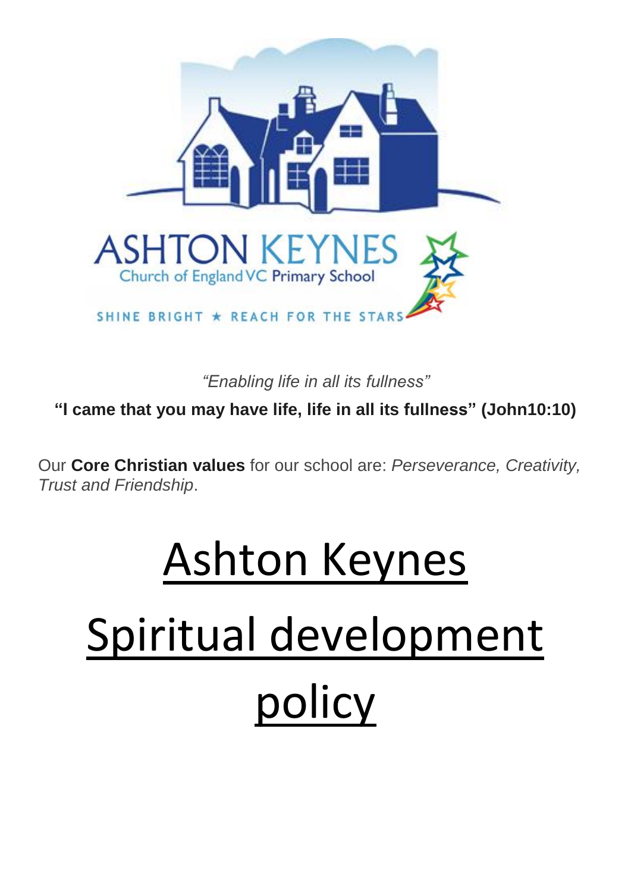ASHTON KEYNES

Church of England VC Primary School

SHINE BRIGHT ★ REACH FOR THE STARS

*"Enabling life in all its fullness"*

**"I came that you may have life, life in all its fullness" (John10:10)**

Our **Core Christian values** for our school are: *Perseverance, Creativity, Trust and Friendship*.

# Ashton Keynes Spiritual development policy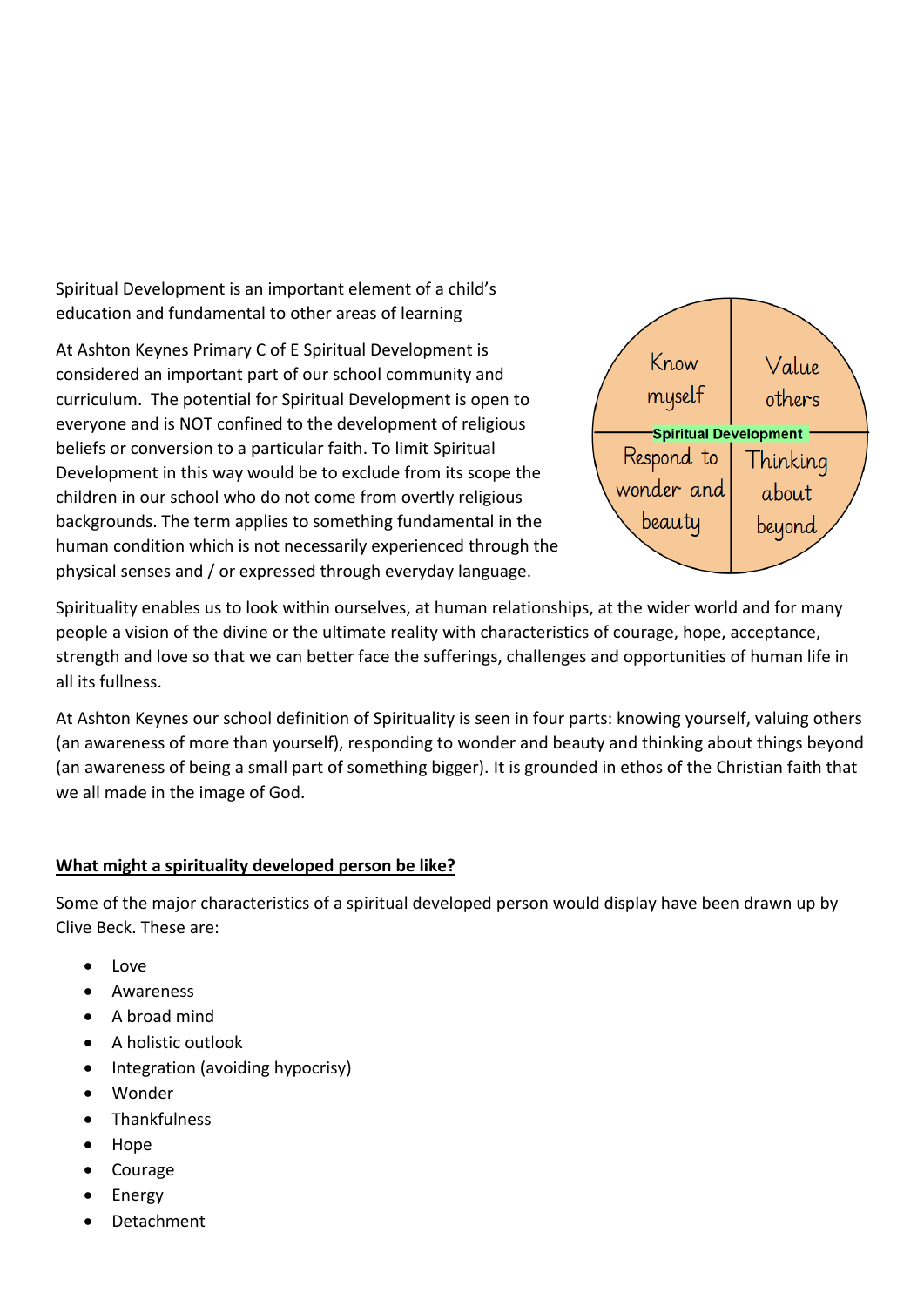Spiritual Development is an important element of a child's education and fundamental to other areas of learning

At Ashton Keynes Primary C of E Spiritual Development is considered an important part of our school community and curriculum. The potential for Spiritual Development is open to everyone and is NOT confined to the development of religious beliefs or conversion to a particular faith. To limit Spiritual Development in this way would be to exclude from its scope the children in our school who do not come from overtly religious backgrounds. The term applies to something fundamental in the human condition which is not necessarily experienced through the physical senses and / or expressed through everyday language.

| Know myself | Value others |
|---|---|
| **Spiritual Development** | |
| Respond to wonder and beauty | Thinking about beyond |

Spirituality enables us to look within ourselves, at human relationships, at the wider world and for many people a vision of the divine or the ultimate reality with characteristics of courage, hope, acceptance, strength and love so that we can better face the sufferings, challenges and opportunities of human life in all its fullness.

At Ashton Keynes our school definition of Spirituality is seen in four parts: knowing yourself, valuing others (an awareness of more than yourself), responding to wonder and beauty and thinking about things beyond (an awareness of being a small part of something bigger). It is grounded in ethos of the Christian faith that we all made in the image of God.

**What might a spirituality developed person be like?**

Some of the major characteristics of a spiritual developed person would display have been drawn up by Clive Beck. These are:

- Love
- Awareness
- A broad mind
- A holistic outlook
- Integration (avoiding hypocrisy)
- Wonder
- Thankfulness
- Hope
- Courage
- Energy
- Detachment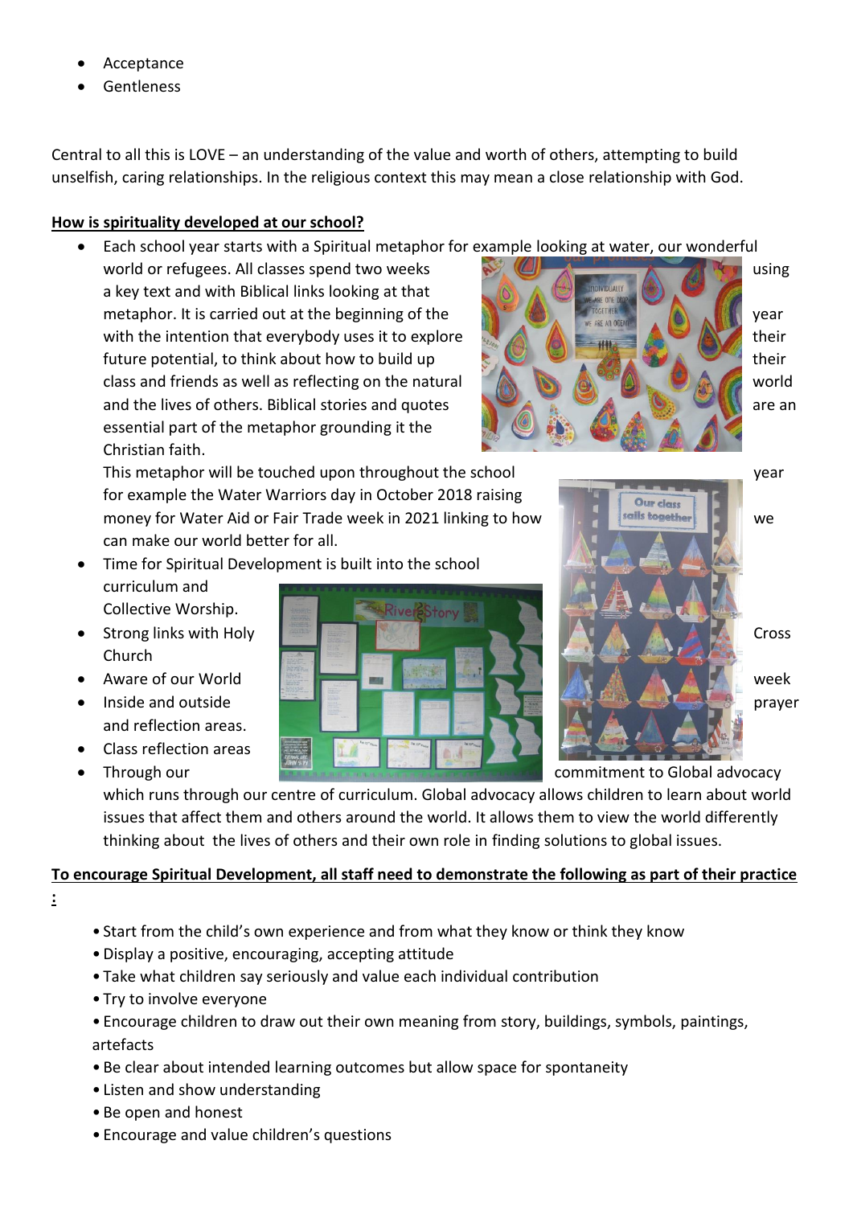- Acceptance
- Gentleness

Central to all this is LOVE – an understanding of the value and worth of others, attempting to build unselfish, caring relationships. In the religious context this may mean a close relationship with God.

**How is spirituality developed at our school?**

- Each school year starts with a Spiritual metaphor for example looking at water, our wonderful world or refugees. All classes spend two weeks using a key text and with Biblical links looking at that metaphor. It is carried out at the beginning of the year with the intention that everybody uses it to explore their future potential, to think about how to build up their class and friends as well as reflecting on the natural world and the lives of others. Biblical stories and quotes are an essential part of the metaphor grounding it the Christian faith.

  This metaphor will be touched upon throughout the school year for example the Water Warriors day in October 2018 raising money for Water Aid or Fair Trade week in 2021 linking to how we can make our world better for all.
- Time for Spiritual Development is built into the school curriculum and Collective Worship.
- Strong links with Holy Cross Church
- Aware of our World week
- Inside and outside prayer and reflection areas.
- Class reflection areas
- Through our commitment to Global advocacy which runs through our centre of curriculum. Global advocacy allows children to learn about world issues that affect them and others around the world. It allows them to view the world differently thinking about the lives of others and their own role in finding solutions to global issues.

**To encourage Spiritual Development, all staff need to demonstrate the following as part of their practice :**

- Start from the child's own experience and from what they know or think they know
- Display a positive, encouraging, accepting attitude
- Take what children say seriously and value each individual contribution
- Try to involve everyone
- Encourage children to draw out their own meaning from story, buildings, symbols, paintings, artefacts
- Be clear about intended learning outcomes but allow space for spontaneity
- Listen and show understanding
- Be open and honest
- Encourage and value children's questions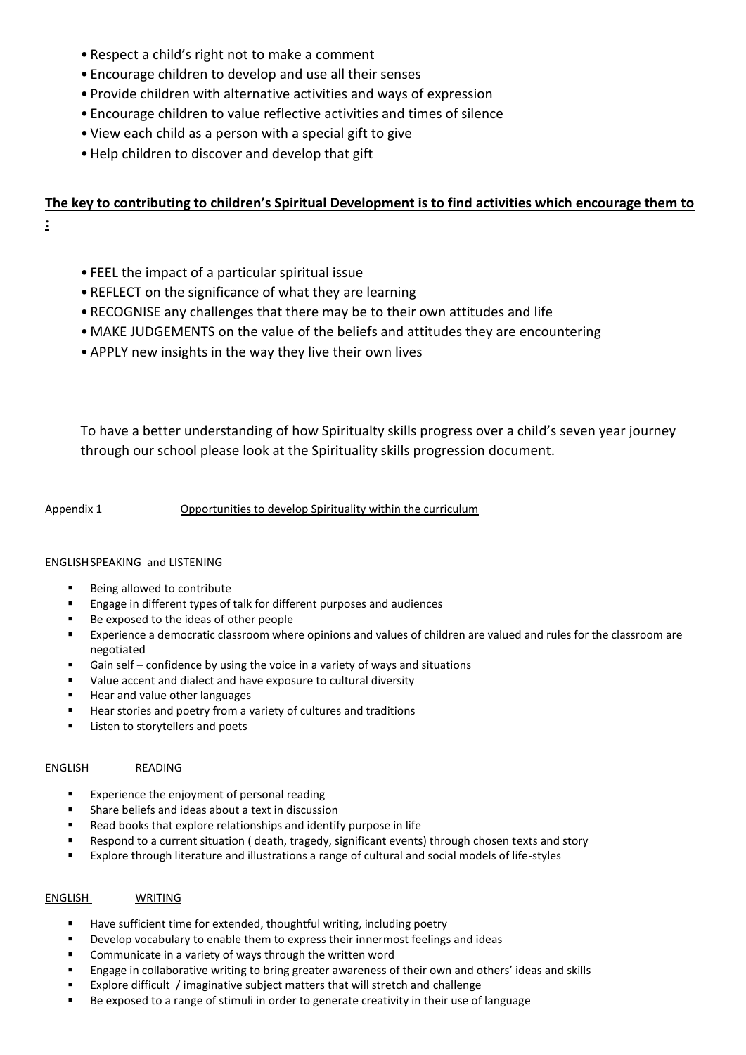- Respect a child's right not to make a comment
- Encourage children to develop and use all their senses
- Provide children with alternative activities and ways of expression
- Encourage children to value reflective activities and times of silence
- View each child as a person with a special gift to give
- Help children to discover and develop that gift

**The key to contributing to children's Spiritual Development is to find activities which encourage them to :**

- FEEL the impact of a particular spiritual issue
- REFLECT on the significance of what they are learning
- RECOGNISE any challenges that there may be to their own attitudes and life
- MAKE JUDGEMENTS on the value of the beliefs and attitudes they are encountering
- APPLY new insights in the way they live their own lives

To have a better understanding of how Spiritualty skills progress over a child's seven year journey through our school please look at the Spirituality skills progression document.

Appendix 1 Opportunities to develop Spirituality within the curriculum

ENGLISH SPEAKING and LISTENING

- Being allowed to contribute
- Engage in different types of talk for different purposes and audiences
- Be exposed to the ideas of other people
- Experience a democratic classroom where opinions and values of children are valued and rules for the classroom are negotiated
- Gain self – confidence by using the voice in a variety of ways and situations
- Value accent and dialect and have exposure to cultural diversity
- Hear and value other languages
- Hear stories and poetry from a variety of cultures and traditions
- Listen to storytellers and poets

ENGLISH READING

- Experience the enjoyment of personal reading
- Share beliefs and ideas about a text in discussion
- Read books that explore relationships and identify purpose in life
- Respond to a current situation ( death, tragedy, significant events) through chosen texts and story
- Explore through literature and illustrations a range of cultural and social models of life-styles

ENGLISH WRITING

- Have sufficient time for extended, thoughtful writing, including poetry
- Develop vocabulary to enable them to express their innermost feelings and ideas
- Communicate in a variety of ways through the written word
- Engage in collaborative writing to bring greater awareness of their own and others' ideas and skills
- Explore difficult / imaginative subject matters that will stretch and challenge
- Be exposed to a range of stimuli in order to generate creativity in their use of language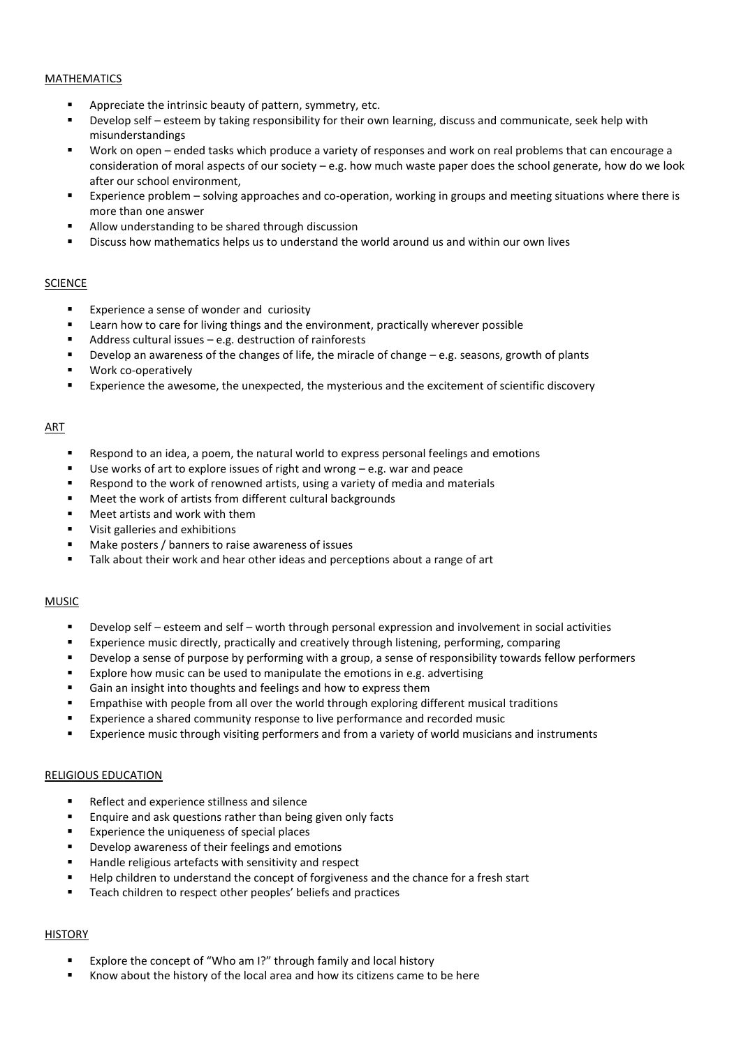MATHEMATICS

- Appreciate the intrinsic beauty of pattern, symmetry, etc.
- Develop self – esteem by taking responsibility for their own learning, discuss and communicate, seek help with misunderstandings
- Work on open – ended tasks which produce a variety of responses and work on real problems that can encourage a consideration of moral aspects of our society – e.g. how much waste paper does the school generate, how do we look after our school environment,
- Experience problem – solving approaches and co-operation, working in groups and meeting situations where there is more than one answer
- Allow understanding to be shared through discussion
- Discuss how mathematics helps us to understand the world around us and within our own lives

SCIENCE

- Experience a sense of wonder and curiosity
- Learn how to care for living things and the environment, practically wherever possible
- Address cultural issues – e.g. destruction of rainforests
- Develop an awareness of the changes of life, the miracle of change – e.g. seasons, growth of plants
- Work co-operatively
- Experience the awesome, the unexpected, the mysterious and the excitement of scientific discovery

ART

- Respond to an idea, a poem, the natural world to express personal feelings and emotions
- Use works of art to explore issues of right and wrong – e.g. war and peace
- Respond to the work of renowned artists, using a variety of media and materials
- Meet the work of artists from different cultural backgrounds
- Meet artists and work with them
- Visit galleries and exhibitions
- Make posters / banners to raise awareness of issues
- Talk about their work and hear other ideas and perceptions about a range of art

MUSIC

- Develop self – esteem and self – worth through personal expression and involvement in social activities
- Experience music directly, practically and creatively through listening, performing, comparing
- Develop a sense of purpose by performing with a group, a sense of responsibility towards fellow performers
- Explore how music can be used to manipulate the emotions in e.g. advertising
- Gain an insight into thoughts and feelings and how to express them
- Empathise with people from all over the world through exploring different musical traditions
- Experience a shared community response to live performance and recorded music
- Experience music through visiting performers and from a variety of world musicians and instruments

RELIGIOUS EDUCATION

- Reflect and experience stillness and silence
- Enquire and ask questions rather than being given only facts
- Experience the uniqueness of special places
- Develop awareness of their feelings and emotions
- Handle religious artefacts with sensitivity and respect
- Help children to understand the concept of forgiveness and the chance for a fresh start
- Teach children to respect other peoples' beliefs and practices

HISTORY

- Explore the concept of "Who am I?" through family and local history
- Know about the history of the local area and how its citizens came to be here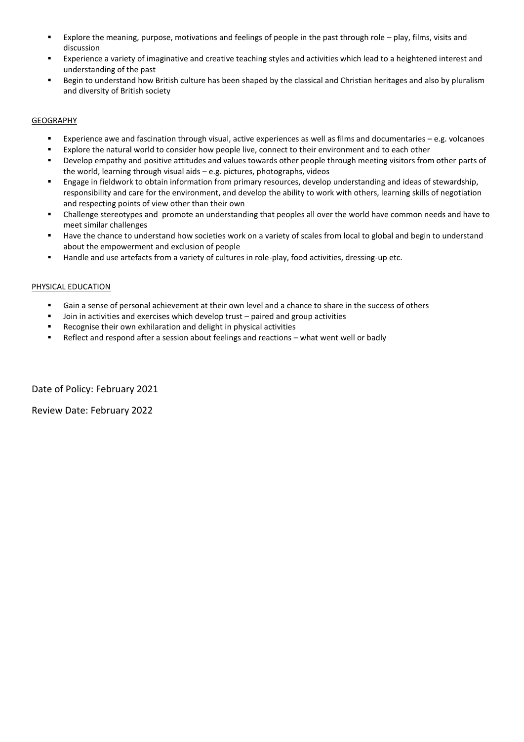- Explore the meaning, purpose, motivations and feelings of people in the past through role – play, films, visits and discussion
- Experience a variety of imaginative and creative teaching styles and activities which lead to a heightened interest and understanding of the past
- Begin to understand how British culture has been shaped by the classical and Christian heritages and also by pluralism and diversity of British society

GEOGRAPHY

- Experience awe and fascination through visual, active experiences as well as films and documentaries – e.g. volcanoes
- Explore the natural world to consider how people live, connect to their environment and to each other
- Develop empathy and positive attitudes and values towards other people through meeting visitors from other parts of the world, learning through visual aids – e.g. pictures, photographs, videos
- Engage in fieldwork to obtain information from primary resources, develop understanding and ideas of stewardship, responsibility and care for the environment, and develop the ability to work with others, learning skills of negotiation and respecting points of view other than their own
- Challenge stereotypes and promote an understanding that peoples all over the world have common needs and have to meet similar challenges
- Have the chance to understand how societies work on a variety of scales from local to global and begin to understand about the empowerment and exclusion of people
- Handle and use artefacts from a variety of cultures in role-play, food activities, dressing-up etc.

PHYSICAL EDUCATION

- Gain a sense of personal achievement at their own level and a chance to share in the success of others
- Join in activities and exercises which develop trust – paired and group activities
- Recognise their own exhilaration and delight in physical activities
- Reflect and respond after a session about feelings and reactions – what went well or badly

Date of Policy: February 2021

Review Date: February 2022